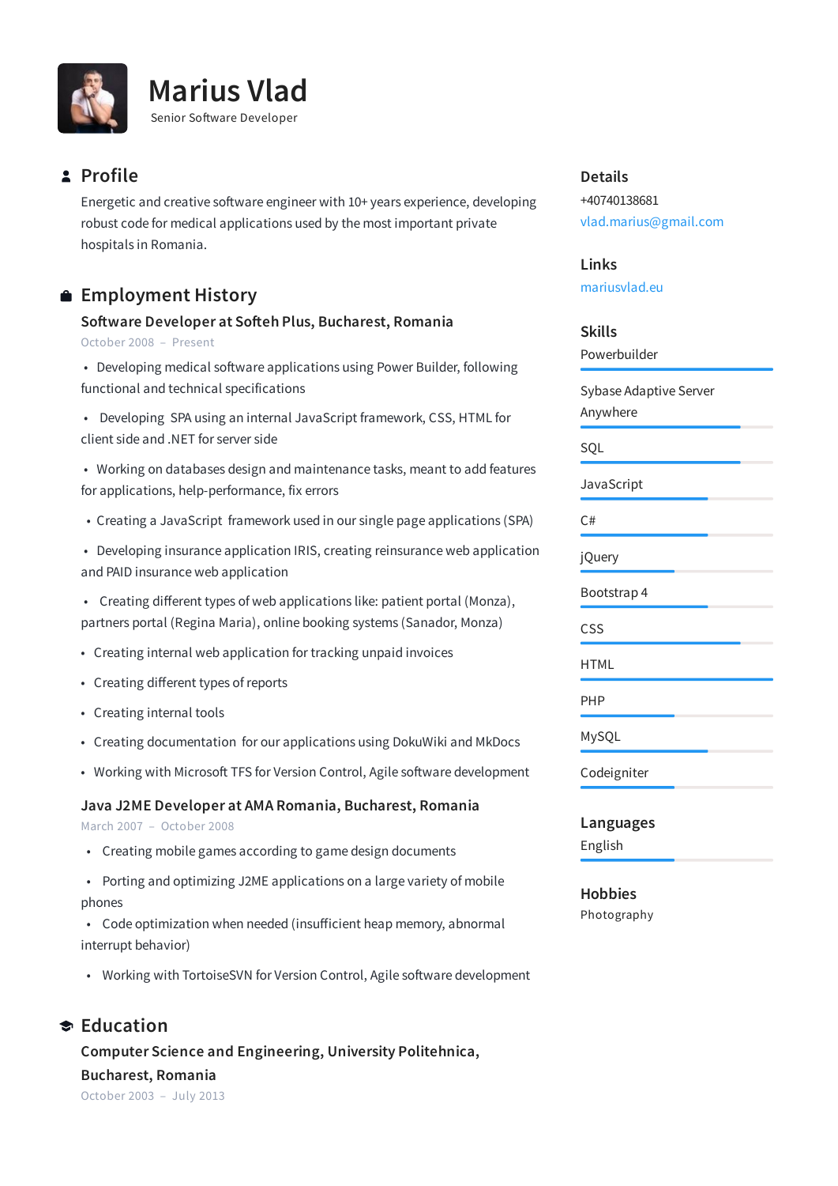# Marius Vlad

Senior Software Developer

## Profile

Energetic and creative software engineer with 10+ years experience, developing robust code for medical applications used by the most important private hospitals in Romania.

## Employment History

### Software Developer at Softeh Plus, Bucharest, Romania

October 2008 – Present

- Developing medical software applications using Power Builder, following functional and technical specifications
- Developing SPA using an internal JavaScript framework, CSS, HTML for client side and .NET for server side
- Working on databases design and maintenance tasks, meant to add features for applications, help-performance, fix errors
- Creating a JavaScript framework used in our single page applications (SPA)
- Developing insurance application IRIS, creating reinsurance web application and PAID insurance web application
- Creating different types of web applications like: patient portal (Monza), partners portal (Regina Maria), online booking systems (Sanador, Monza)
- Creating internal web application for tracking unpaid invoices
- Creating different types of reports
- Creating internal tools
- Creating documentation for our applications using DokuWiki and MkDocs
- Working with Microsoft TFS for Version Control, Agile software development

### Java J2ME Developer at AMA Romania, Bucharest, Romania

March 2007 – October 2008

- Creating mobile games according to game design documents
- Porting and optimizing J2ME applications on a large variety of mobile phones
- Code optimization when needed (insufficient heap memory, abnormal interrupt behavior)
- Working with TortoiseSVN for Version Control, Agile software development

## Education

### Computer Science and Engineering, University Politehnica, Bucharest, Romania

October 2003 – July 2013

## Details

+40740138681

vlad.marius@gmail.com

## Links

mariusvlad.eu

## Skills

- Powerbuilder
- Sybase Adaptive Server Anywhere
- SQL
- JavaScript
- C#
- jQuery
- Bootstrap 4
- CSS
- HTML
- PHP
- MySQL
- Codeigniter

## Languages

English

## Hobbies

Photography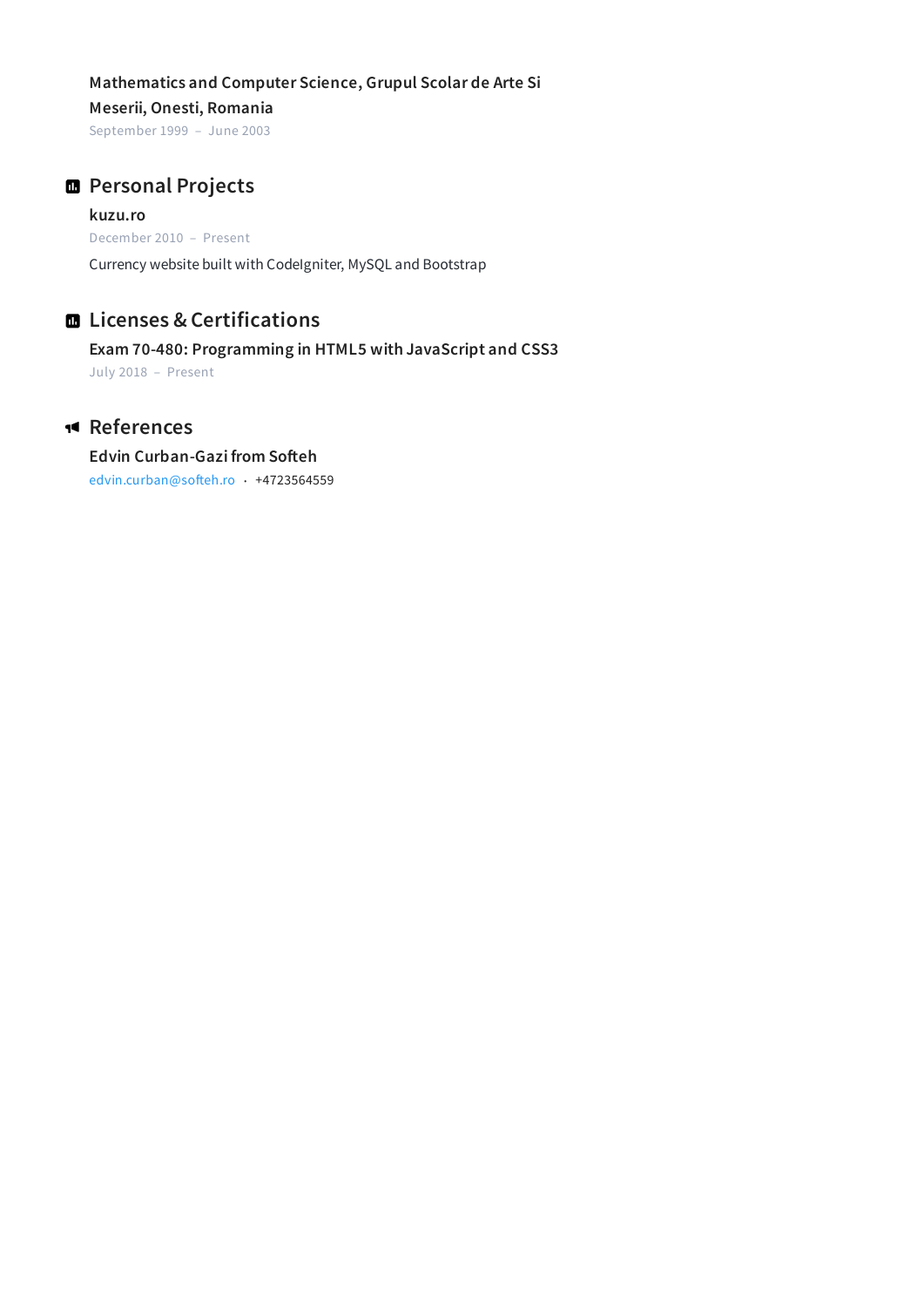**Mathematics and Computer Science, Grupul Scolar de Arte Si Meserii, Onesti, Romania**

September 1999 – June 2003

## Personal Projects

**kuzu.ro**

December 2010 – Present

Currency website built with CodeIgniter, MySQL and Bootstrap

## Licenses & Certifications

**Exam 70-480: Programming in HTML5 with JavaScript and CSS3**

July 2018 – Present

## References

**Edvin Curban-Gazi from Softeh**

edvin.curban@softeh.ro · +4723564559